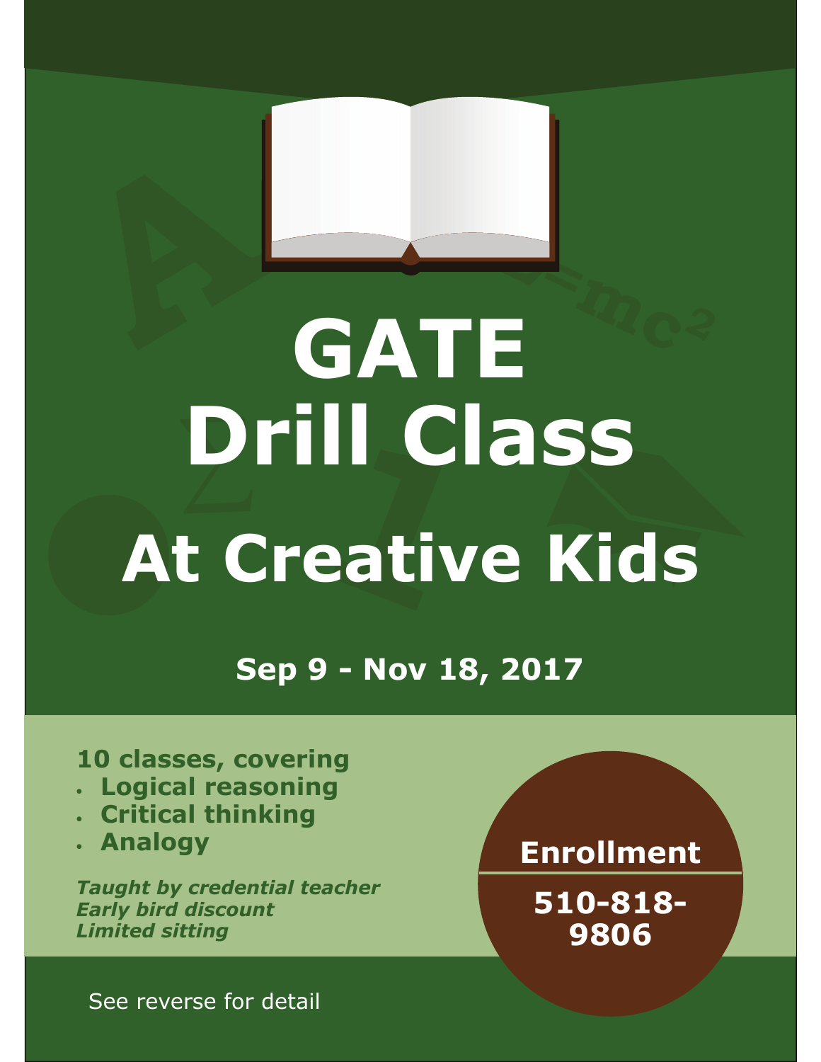# GATE
# Drill Class
# At Creative Kids

**Sep 9 - Nov 18, 2017**

**10 classes, covering**

- **Logical reasoning**
- **Critical thinking**
- **Analogy**

***Taught by credential teacher***
***Early bird discount***
***Limited sitting***

**Enrollment**

**510-818-9806**

See reverse for detail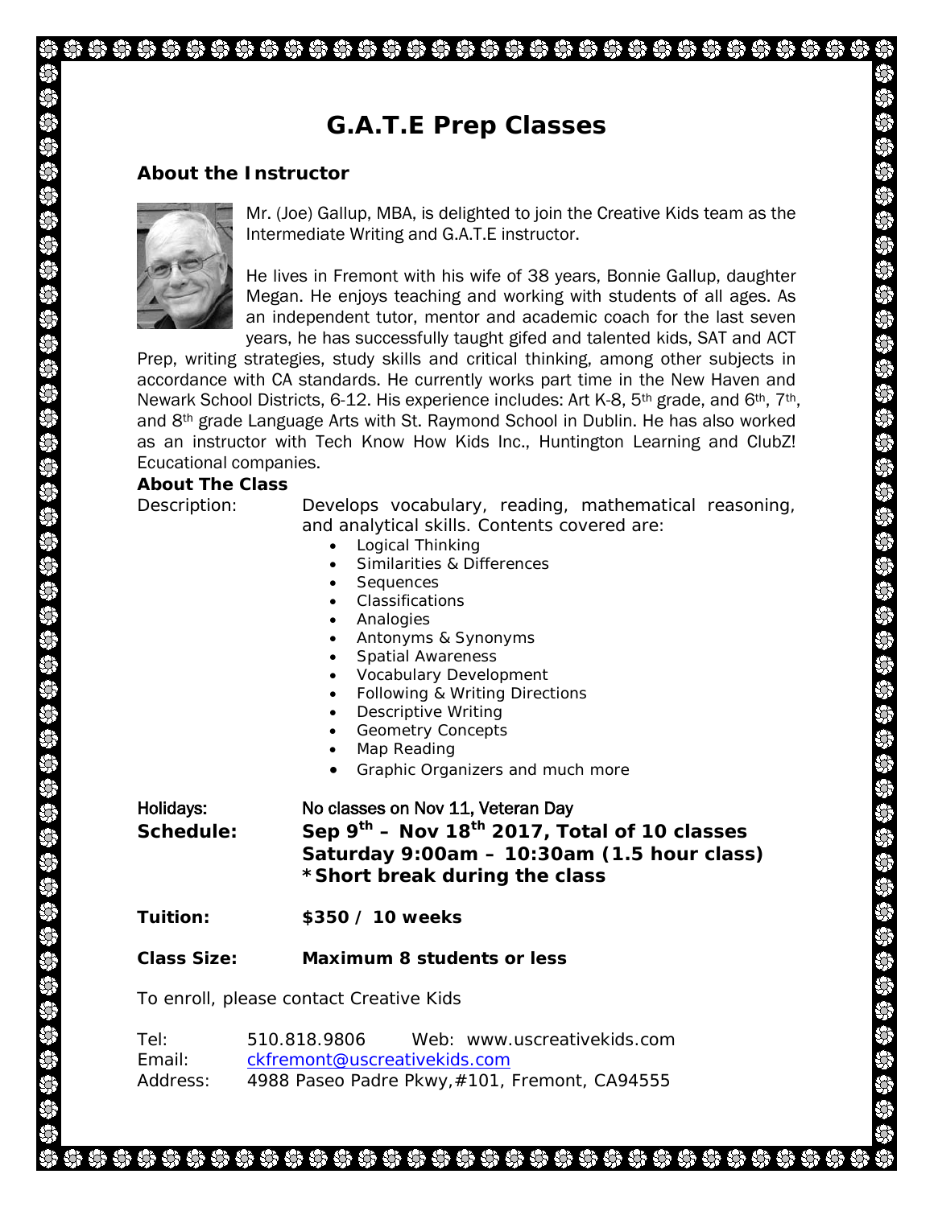# G.A.T.E Prep Classes

### About the Instructor

Mr. (Joe) Gallup, MBA, is delighted to join the Creative Kids team as the Intermediate Writing and G.A.T.E instructor.

He lives in Fremont with his wife of 38 years, Bonnie Gallup, daughter Megan. He enjoys teaching and working with students of all ages. As an independent tutor, mentor and academic coach for the last seven years, he has successfully taught gifed and talented kids, SAT and ACT Prep, writing strategies, study skills and critical thinking, among other subjects in accordance with CA standards. He currently works part time in the New Haven and Newark School Districts, 6-12. His experience includes: Art K-8, 5th grade, and 6th, 7th, and 8th grade Language Arts with St. Raymond School in Dublin. He has also worked as an instructor with Tech Know How Kids Inc., Huntington Learning and ClubZ! Ecucational companies.

### About The Class

Description: Develops vocabulary, reading, mathematical reasoning, and analytical skills. Contents covered are:

- Logical Thinking
- Similarities & Differences
- Sequences
- Classifications
- Analogies
- Antonyms & Synonyms
- Spatial Awareness
- Vocabulary Development
- Following & Writing Directions
- Descriptive Writing
- Geometry Concepts
- Map Reading
- Graphic Organizers and much more

Holidays: No classes on Nov 11, Veteran Day

**Schedule:** **Sep 9th – Nov 18th 2017, Total of 10 classes**
**Saturday 9:00am – 10:30am (1.5 hour class)**
**\*Short break during the class**

**Tuition:** **$350 / 10 weeks**

**Class Size:** **Maximum 8 students or less**

To enroll, please contact Creative Kids

Tel: 510.818.9806 Web: www.uscreativekids.com
Email: ckfremont@uscreativekids.com
Address: 4988 Paseo Padre Pkwy,#101, Fremont, CA94555